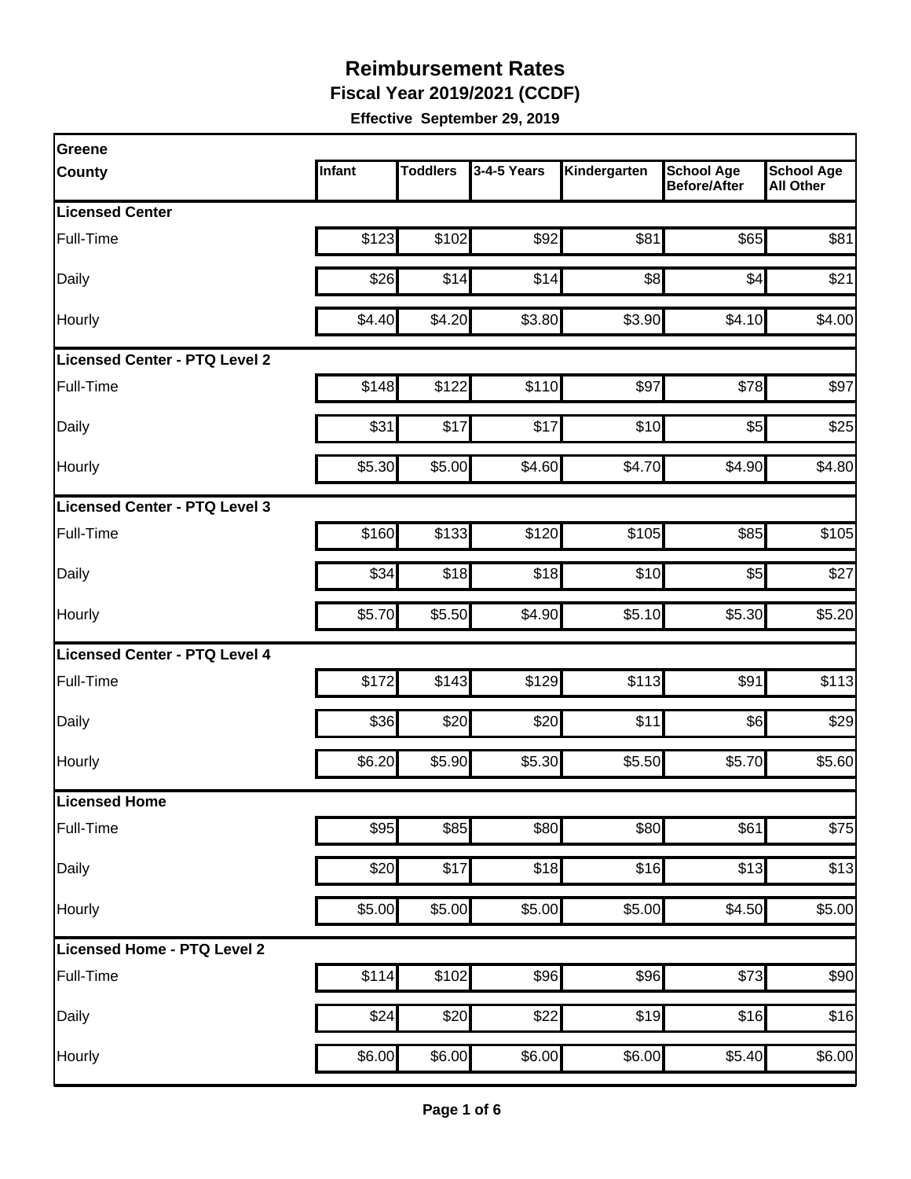# Reimbursement Rates

## Fiscal Year 2019/2021 (CCDF)

**Effective September 29, 2019**

| Greene County | Infant | Toddlers | 3-4-5 Years | Kindergarten | School Age Before/After | School Age All Other |
|---|---|---|---|---|---|---|
| **Licensed Center** | | | | | | |
| Full-Time | $123 | $102 | $92 | $81 | $65 | $81 |
| Daily | $26 | $14 | $14 | $8 | $4 | $21 |
| Hourly | $4.40 | $4.20 | $3.80 | $3.90 | $4.10 | $4.00 |
| **Licensed Center - PTQ Level 2** | | | | | | |
| Full-Time | $148 | $122 | $110 | $97 | $78 | $97 |
| Daily | $31 | $17 | $17 | $10 | $5 | $25 |
| Hourly | $5.30 | $5.00 | $4.60 | $4.70 | $4.90 | $4.80 |
| **Licensed Center - PTQ Level 3** | | | | | | |
| Full-Time | $160 | $133 | $120 | $105 | $85 | $105 |
| Daily | $34 | $18 | $18 | $10 | $5 | $27 |
| Hourly | $5.70 | $5.50 | $4.90 | $5.10 | $5.30 | $5.20 |
| **Licensed Center - PTQ Level 4** | | | | | | |
| Full-Time | $172 | $143 | $129 | $113 | $91 | $113 |
| Daily | $36 | $20 | $20 | $11 | $6 | $29 |
| Hourly | $6.20 | $5.90 | $5.30 | $5.50 | $5.70 | $5.60 |
| **Licensed Home** | | | | | | |
| Full-Time | $95 | $85 | $80 | $80 | $61 | $75 |
| Daily | $20 | $17 | $18 | $16 | $13 | $13 |
| Hourly | $5.00 | $5.00 | $5.00 | $5.00 | $4.50 | $5.00 |
| **Licensed Home - PTQ Level 2** | | | | | | |
| Full-Time | $114 | $102 | $96 | $96 | $73 | $90 |
| Daily | $24 | $20 | $22 | $19 | $16 | $16 |
| Hourly | $6.00 | $6.00 | $6.00 | $6.00 | $5.40 | $6.00 |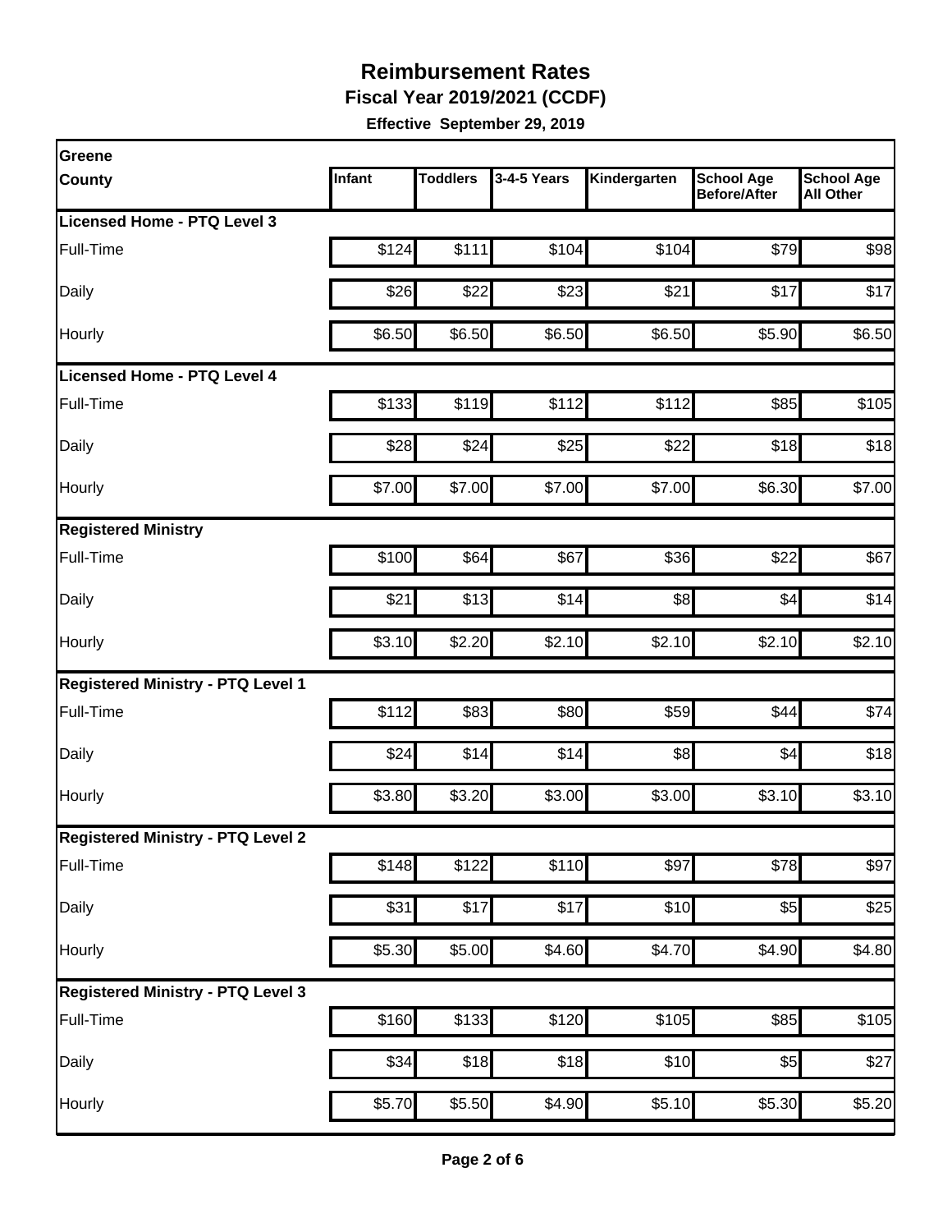# Reimbursement Rates

**Fiscal Year 2019/2021 (CCDF)**

**Effective September 29, 2019**

| Greene County | Infant | Toddlers | 3-4-5 Years | Kindergarten | School Age Before/After | School Age All Other |
|---|---|---|---|---|---|---|
| **Licensed Home - PTQ Level 3** | | | | | | |
| Full-Time | $124 | $111 | $104 | $104 | $79 | $98 |
| Daily | $26 | $22 | $23 | $21 | $17 | $17 |
| Hourly | $6.50 | $6.50 | $6.50 | $6.50 | $5.90 | $6.50 |
| **Licensed Home - PTQ Level 4** | | | | | | |
| Full-Time | $133 | $119 | $112 | $112 | $85 | $105 |
| Daily | $28 | $24 | $25 | $22 | $18 | $18 |
| Hourly | $7.00 | $7.00 | $7.00 | $7.00 | $6.30 | $7.00 |
| **Registered Ministry** | | | | | | |
| Full-Time | $100 | $64 | $67 | $36 | $22 | $67 |
| Daily | $21 | $13 | $14 | $8 | $4 | $14 |
| Hourly | $3.10 | $2.20 | $2.10 | $2.10 | $2.10 | $2.10 |
| **Registered Ministry - PTQ Level 1** | | | | | | |
| Full-Time | $112 | $83 | $80 | $59 | $44 | $74 |
| Daily | $24 | $14 | $14 | $8 | $4 | $18 |
| Hourly | $3.80 | $3.20 | $3.00 | $3.00 | $3.10 | $3.10 |
| **Registered Ministry - PTQ Level 2** | | | | | | |
| Full-Time | $148 | $122 | $110 | $97 | $78 | $97 |
| Daily | $31 | $17 | $17 | $10 | $5 | $25 |
| Hourly | $5.30 | $5.00 | $4.60 | $4.70 | $4.90 | $4.80 |
| **Registered Ministry - PTQ Level 3** | | | | | | |
| Full-Time | $160 | $133 | $120 | $105 | $85 | $105 |
| Daily | $34 | $18 | $18 | $10 | $5 | $27 |
| Hourly | $5.70 | $5.50 | $4.90 | $5.10 | $5.30 | $5.20 |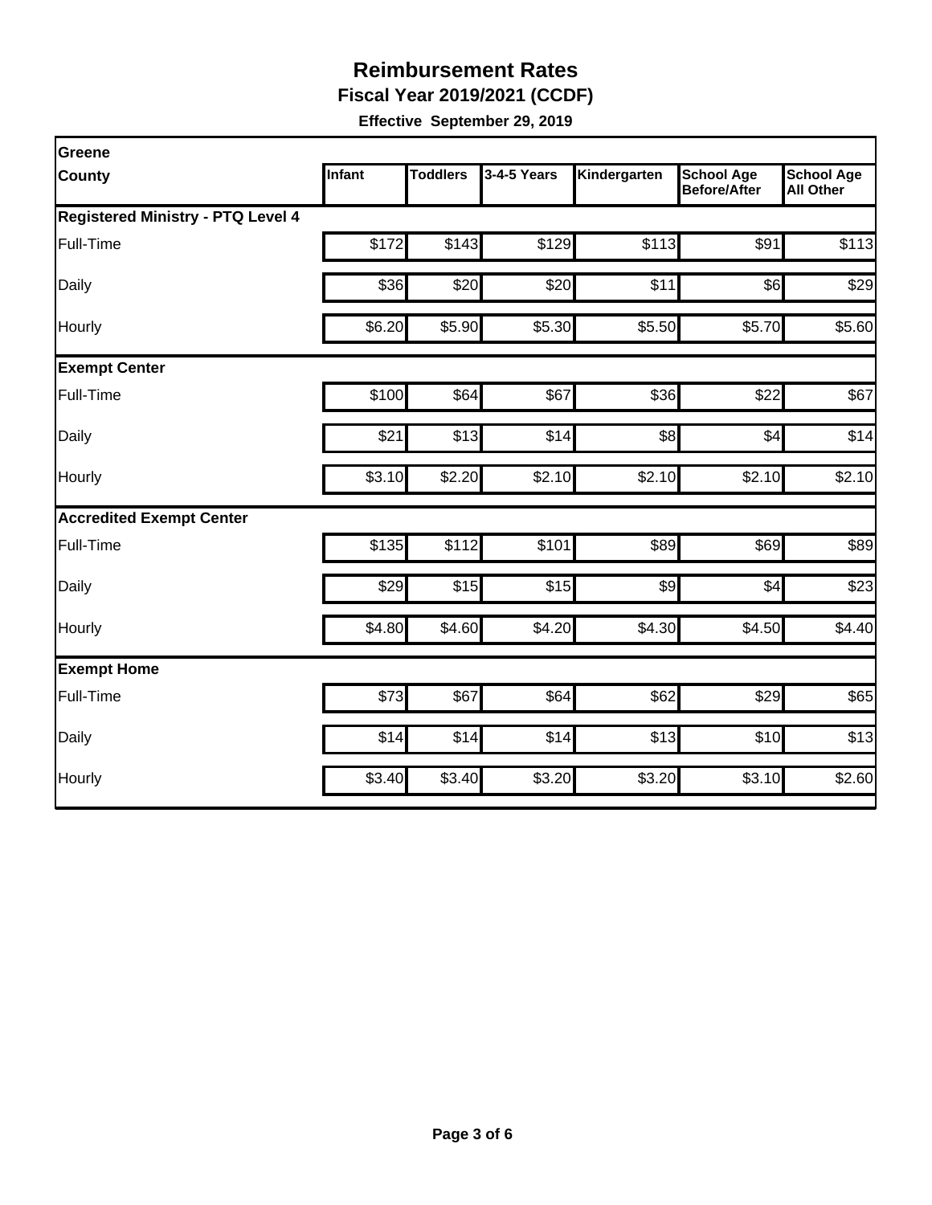# Reimbursement Rates

**Fiscal Year 2019/2021 (CCDF)**

**Effective September 29, 2019**

| Greene County | Infant | Toddlers | 3-4-5 Years | Kindergarten | School Age Before/After | School Age All Other |
|---|---|---|---|---|---|---|
| **Registered Ministry - PTQ Level 4** | | | | | | |
| Full-Time | $172 | $143 | $129 | $113 | $91 | $113 |
| Daily | $36 | $20 | $20 | $11 | $6 | $29 |
| Hourly | $6.20 | $5.90 | $5.30 | $5.50 | $5.70 | $5.60 |
| **Exempt Center** | | | | | | |
| Full-Time | $100 | $64 | $67 | $36 | $22 | $67 |
| Daily | $21 | $13 | $14 | $8 | $4 | $14 |
| Hourly | $3.10 | $2.20 | $2.10 | $2.10 | $2.10 | $2.10 |
| **Accredited Exempt Center** | | | | | | |
| Full-Time | $135 | $112 | $101 | $89 | $69 | $89 |
| Daily | $29 | $15 | $15 | $9 | $4 | $23 |
| Hourly | $4.80 | $4.60 | $4.20 | $4.30 | $4.50 | $4.40 |
| **Exempt Home** | | | | | | |
| Full-Time | $73 | $67 | $64 | $62 | $29 | $65 |
| Daily | $14 | $14 | $14 | $13 | $10 | $13 |
| Hourly | $3.40 | $3.40 | $3.20 | $3.20 | $3.10 | $2.60 |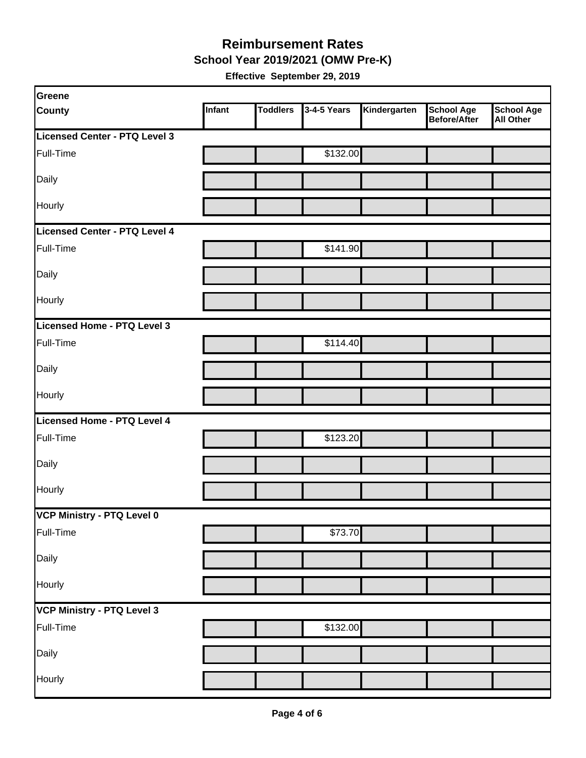# Reimbursement Rates

## School Year 2019/2021 (OMW Pre-K)

**Effective September 29, 2019**

| Greene County | Infant | Toddlers | 3-4-5 Years | Kindergarten | School Age Before/After | School Age All Other |
|---|---|---|---|---|---|---|
| **Licensed Center - PTQ Level 3** | | | | | | |
| Full-Time | | | $132.00 | | | |
| Daily | | | | | | |
| Hourly | | | | | | |
| **Licensed Center - PTQ Level 4** | | | | | | |
| Full-Time | | | $141.90 | | | |
| Daily | | | | | | |
| Hourly | | | | | | |
| **Licensed Home - PTQ Level 3** | | | | | | |
| Full-Time | | | $114.40 | | | |
| Daily | | | | | | |
| Hourly | | | | | | |
| **Licensed Home - PTQ Level 4** | | | | | | |
| Full-Time | | | $123.20 | | | |
| Daily | | | | | | |
| Hourly | | | | | | |
| **VCP Ministry - PTQ Level 0** | | | | | | |
| Full-Time | | | $73.70 | | | |
| Daily | | | | | | |
| Hourly | | | | | | |
| **VCP Ministry - PTQ Level 3** | | | | | | |
| Full-Time | | | $132.00 | | | |
| Daily | | | | | | |
| Hourly | | | | | | |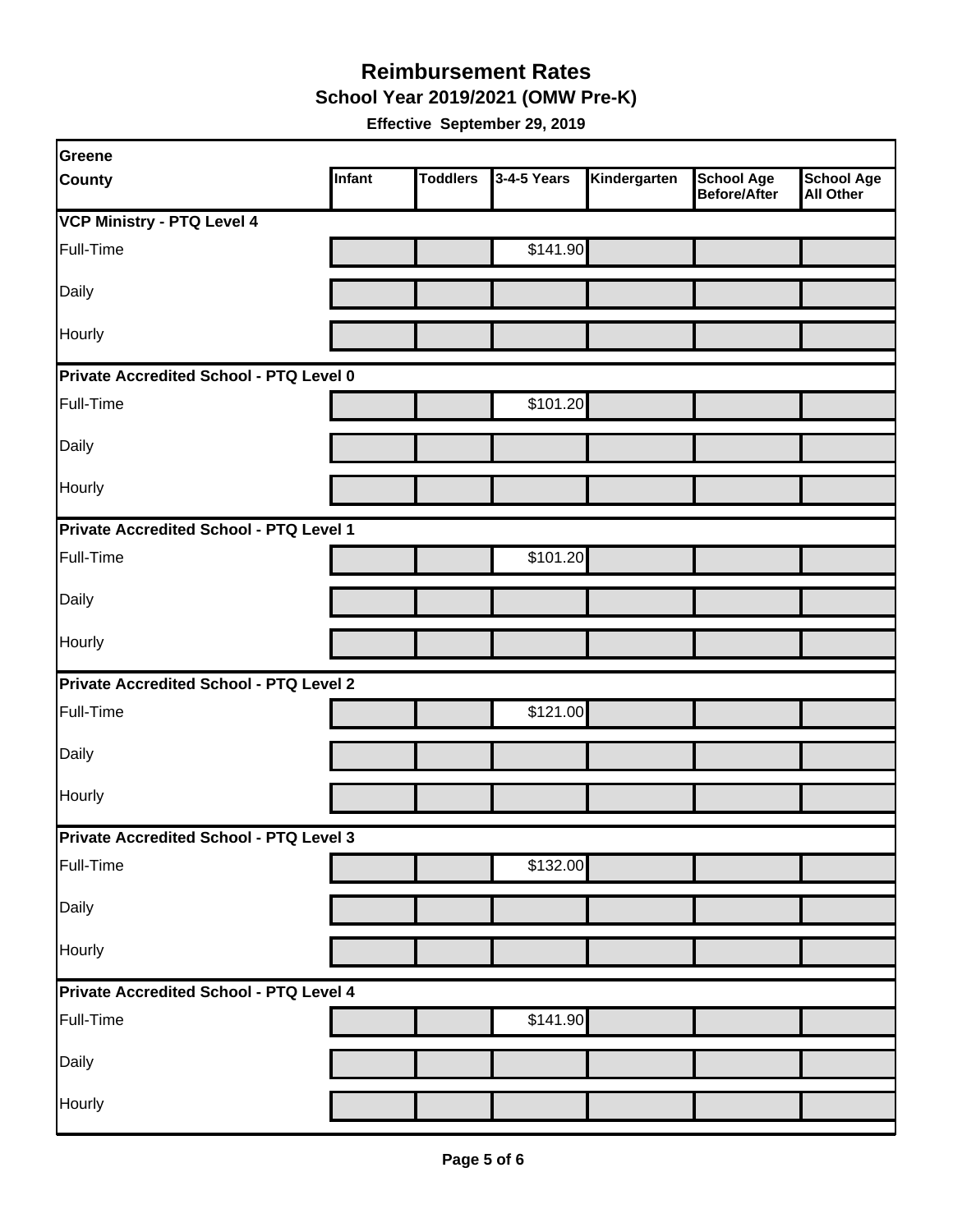# Reimbursement Rates

## School Year 2019/2021 (OMW Pre-K)

**Effective September 29, 2019**

| Greene County | Infant | Toddlers | 3-4-5 Years | Kindergarten | School Age Before/After | School Age All Other |
|---|---|---|---|---|---|---|
| **VCP Ministry - PTQ Level 4** | | | | | | |
| Full-Time | | | $141.90 | | | |
| Daily | | | | | | |
| Hourly | | | | | | |
| **Private Accredited School - PTQ Level 0** | | | | | | |
| Full-Time | | | $101.20 | | | |
| Daily | | | | | | |
| Hourly | | | | | | |
| **Private Accredited School - PTQ Level 1** | | | | | | |
| Full-Time | | | $101.20 | | | |
| Daily | | | | | | |
| Hourly | | | | | | |
| **Private Accredited School - PTQ Level 2** | | | | | | |
| Full-Time | | | $121.00 | | | |
| Daily | | | | | | |
| Hourly | | | | | | |
| **Private Accredited School - PTQ Level 3** | | | | | | |
| Full-Time | | | $132.00 | | | |
| Daily | | | | | | |
| Hourly | | | | | | |
| **Private Accredited School - PTQ Level 4** | | | | | | |
| Full-Time | | | $141.90 | | | |
| Daily | | | | | | |
| Hourly | | | | | | |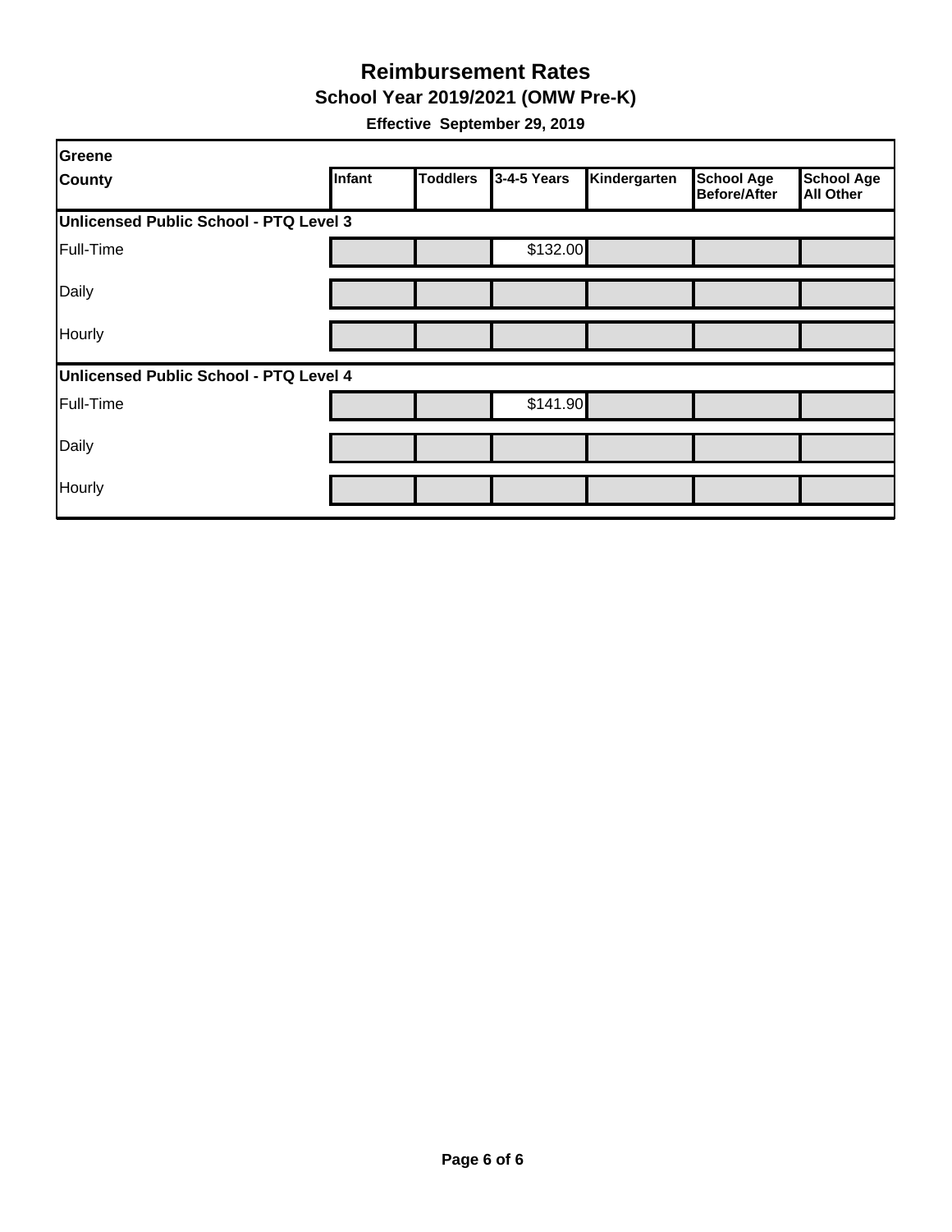# Reimbursement Rates

## School Year 2019/2021 (OMW Pre-K)

**Effective September 29, 2019**

| Greene County | Infant | Toddlers | 3-4-5 Years | Kindergarten | School Age Before/After | School Age All Other |
|---|---|---|---|---|---|---|
| **Unlicensed Public School - PTQ Level 3** | | | | | | |
| Full-Time | | | $132.00 | | | |
| Daily | | | | | | |
| Hourly | | | | | | |
| **Unlicensed Public School - PTQ Level 4** | | | | | | |
| Full-Time | | | $141.90 | | | |
| Daily | | | | | | |
| Hourly | | | | | | |